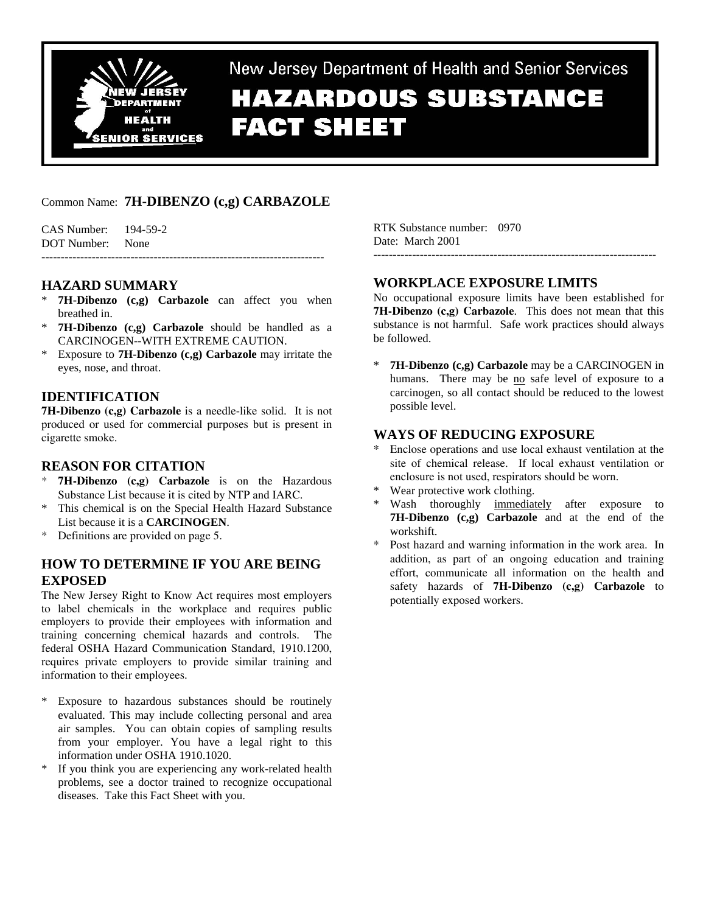# New Jersey Department of Health and Senior Services

# HAZARDOUS SUBSTANCE FACT SHEET

Common Name: **7H-DIBENZO (c,g) CARBAZOLE**

CAS Number: 194-59-2
DOT Number: None

RTK Substance number: 0970
Date: March 2001

---

## HAZARD SUMMARY

* **7H-Dibenzo (c,g) Carbazole** can affect you when breathed in.
* **7H-Dibenzo (c,g) Carbazole** should be handled as a CARCINOGEN--WITH EXTREME CAUTION.
* Exposure to **7H-Dibenzo (c,g) Carbazole** may irritate the eyes, nose, and throat.

## IDENTIFICATION

**7H-Dibenzo (c,g) Carbazole** is a needle-like solid. It is not produced or used for commercial purposes but is present in cigarette smoke.

## REASON FOR CITATION

* **7H-Dibenzo (c,g) Carbazole** is on the Hazardous Substance List because it is cited by NTP and IARC.
* This chemical is on the Special Health Hazard Substance List because it is a **CARCINOGEN**.
* Definitions are provided on page 5.

## HOW TO DETERMINE IF YOU ARE BEING EXPOSED

The New Jersey Right to Know Act requires most employers to label chemicals in the workplace and requires public employers to provide their employees with information and training concerning chemical hazards and controls. The federal OSHA Hazard Communication Standard, 1910.1200, requires private employers to provide similar training and information to their employees.

* Exposure to hazardous substances should be routinely evaluated. This may include collecting personal and area air samples. You can obtain copies of sampling results from your employer. You have a legal right to this information under OSHA 1910.1020.
* If you think you are experiencing any work-related health problems, see a doctor trained to recognize occupational diseases. Take this Fact Sheet with you.

## WORKPLACE EXPOSURE LIMITS

No occupational exposure limits have been established for **7H-Dibenzo (c,g) Carbazole**. This does not mean that this substance is not harmful. Safe work practices should always be followed.

* **7H-Dibenzo (c,g) Carbazole** may be a CARCINOGEN in humans. There may be no safe level of exposure to a carcinogen, so all contact should be reduced to the lowest possible level.

## WAYS OF REDUCING EXPOSURE

* Enclose operations and use local exhaust ventilation at the site of chemical release. If local exhaust ventilation or enclosure is not used, respirators should be worn.
* Wear protective work clothing.
* Wash thoroughly immediately after exposure to **7H-Dibenzo (c,g) Carbazole** and at the end of the workshift.
* Post hazard and warning information in the work area. In addition, as part of an ongoing education and training effort, communicate all information on the health and safety hazards of **7H-Dibenzo (c,g) Carbazole** to potentially exposed workers.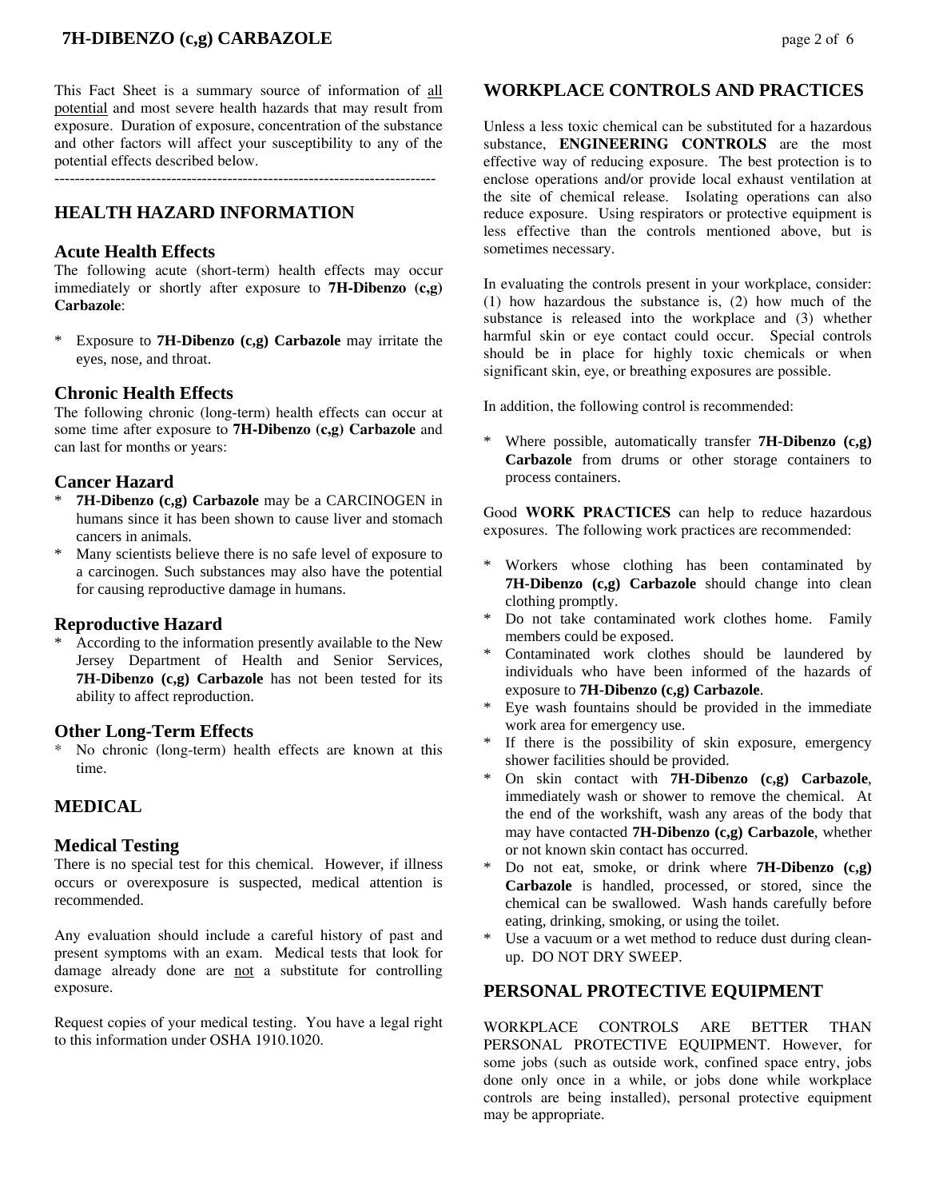This Fact Sheet is a summary source of information of all potential and most severe health hazards that may result from exposure. Duration of exposure, concentration of the substance and other factors will affect your susceptibility to any of the potential effects described below.

---------------------------------------------------------------------------

## HEALTH HAZARD INFORMATION

### Acute Health Effects

The following acute (short-term) health effects may occur immediately or shortly after exposure to **7H-Dibenzo (c,g) Carbazole**:

* Exposure to **7H-Dibenzo (c,g) Carbazole** may irritate the eyes, nose, and throat.

### Chronic Health Effects

The following chronic (long-term) health effects can occur at some time after exposure to **7H-Dibenzo (c,g) Carbazole** and can last for months or years:

### Cancer Hazard

* **7H-Dibenzo (c,g) Carbazole** may be a CARCINOGEN in humans since it has been shown to cause liver and stomach cancers in animals.
* Many scientists believe there is no safe level of exposure to a carcinogen. Such substances may also have the potential for causing reproductive damage in humans.

### Reproductive Hazard

* According to the information presently available to the New Jersey Department of Health and Senior Services, **7H-Dibenzo (c,g) Carbazole** has not been tested for its ability to affect reproduction.

### Other Long-Term Effects

* No chronic (long-term) health effects are known at this time.

## MEDICAL

### Medical Testing

There is no special test for this chemical. However, if illness occurs or overexposure is suspected, medical attention is recommended.

Any evaluation should include a careful history of past and present symptoms with an exam. Medical tests that look for damage already done are not a substitute for controlling exposure.

Request copies of your medical testing. You have a legal right to this information under OSHA 1910.1020.

## WORKPLACE CONTROLS AND PRACTICES

Unless a less toxic chemical can be substituted for a hazardous substance, **ENGINEERING CONTROLS** are the most effective way of reducing exposure. The best protection is to enclose operations and/or provide local exhaust ventilation at the site of chemical release. Isolating operations can also reduce exposure. Using respirators or protective equipment is less effective than the controls mentioned above, but is sometimes necessary.

In evaluating the controls present in your workplace, consider: (1) how hazardous the substance is, (2) how much of the substance is released into the workplace and (3) whether harmful skin or eye contact could occur. Special controls should be in place for highly toxic chemicals or when significant skin, eye, or breathing exposures are possible.

In addition, the following control is recommended:

* Where possible, automatically transfer **7H-Dibenzo (c,g) Carbazole** from drums or other storage containers to process containers.

Good **WORK PRACTICES** can help to reduce hazardous exposures. The following work practices are recommended:

* Workers whose clothing has been contaminated by **7H-Dibenzo (c,g) Carbazole** should change into clean clothing promptly.
* Do not take contaminated work clothes home. Family members could be exposed.
* Contaminated work clothes should be laundered by individuals who have been informed of the hazards of exposure to **7H-Dibenzo (c,g) Carbazole**.
* Eye wash fountains should be provided in the immediate work area for emergency use.
* If there is the possibility of skin exposure, emergency shower facilities should be provided.
* On skin contact with **7H-Dibenzo (c,g) Carbazole**, immediately wash or shower to remove the chemical. At the end of the workshift, wash any areas of the body that may have contacted **7H-Dibenzo (c,g) Carbazole**, whether or not known skin contact has occurred.
* Do not eat, smoke, or drink where **7H-Dibenzo (c,g) Carbazole** is handled, processed, or stored, since the chemical can be swallowed. Wash hands carefully before eating, drinking, smoking, or using the toilet.
* Use a vacuum or a wet method to reduce dust during clean-up. DO NOT DRY SWEEP.

## PERSONAL PROTECTIVE EQUIPMENT

WORKPLACE CONTROLS ARE BETTER THAN PERSONAL PROTECTIVE EQUIPMENT. However, for some jobs (such as outside work, confined space entry, jobs done only once in a while, or jobs done while workplace controls are being installed), personal protective equipment may be appropriate.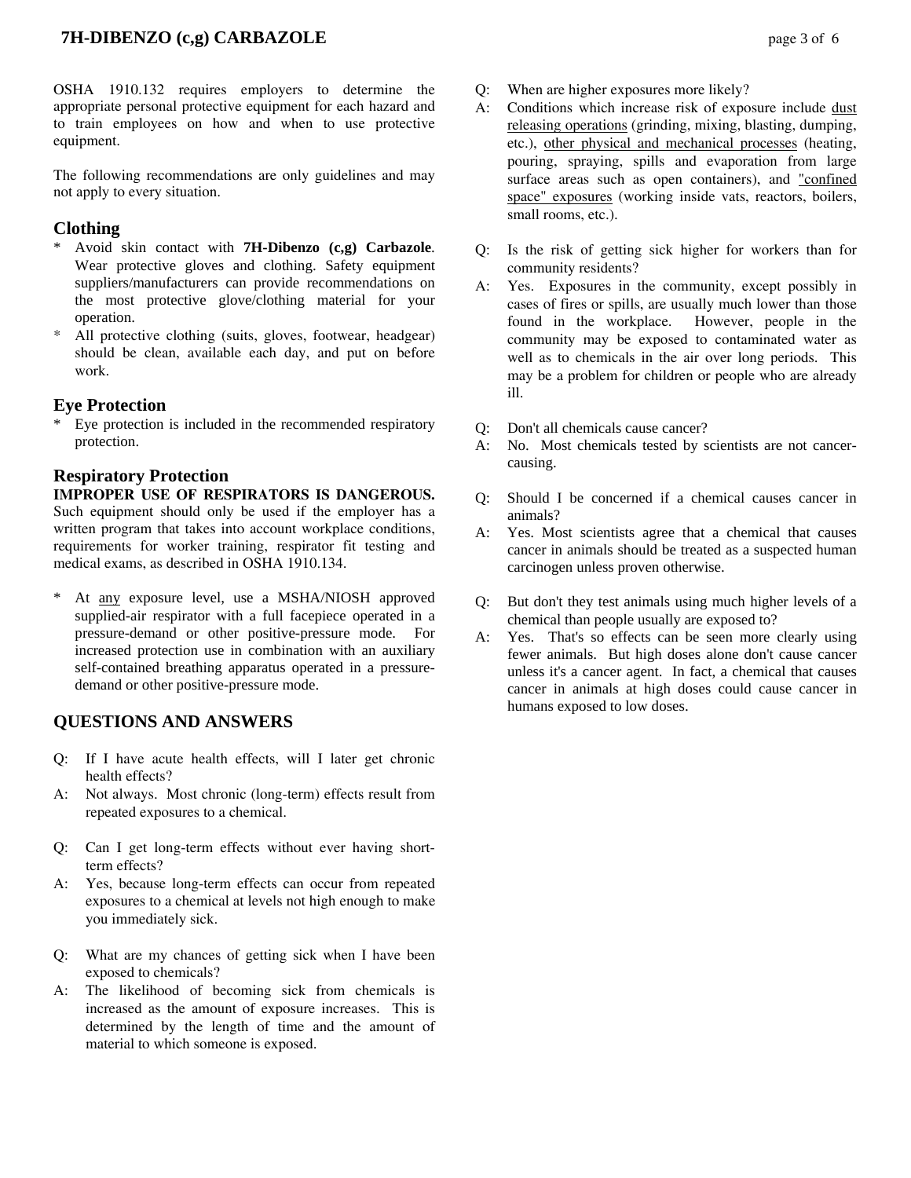OSHA 1910.132 requires employers to determine the appropriate personal protective equipment for each hazard and to train employees on how and when to use protective equipment.

The following recommendations are only guidelines and may not apply to every situation.

## Clothing

* Avoid skin contact with **7H-Dibenzo (c,g) Carbazole**. Wear protective gloves and clothing. Safety equipment suppliers/manufacturers can provide recommendations on the most protective glove/clothing material for your operation.
* All protective clothing (suits, gloves, footwear, headgear) should be clean, available each day, and put on before work.

## Eye Protection

* Eye protection is included in the recommended respiratory protection.

## Respiratory Protection

**IMPROPER USE OF RESPIRATORS IS DANGEROUS.** Such equipment should only be used if the employer has a written program that takes into account workplace conditions, requirements for worker training, respirator fit testing and medical exams, as described in OSHA 1910.134.

* At any exposure level, use a MSHA/NIOSH approved supplied-air respirator with a full facepiece operated in a pressure-demand or other positive-pressure mode. For increased protection use in combination with an auxiliary self-contained breathing apparatus operated in a pressure-demand or other positive-pressure mode.

## QUESTIONS AND ANSWERS

Q: If I have acute health effects, will I later get chronic health effects?
A: Not always. Most chronic (long-term) effects result from repeated exposures to a chemical.

Q: Can I get long-term effects without ever having short-term effects?
A: Yes, because long-term effects can occur from repeated exposures to a chemical at levels not high enough to make you immediately sick.

Q: What are my chances of getting sick when I have been exposed to chemicals?
A: The likelihood of becoming sick from chemicals is increased as the amount of exposure increases. This is determined by the length of time and the amount of material to which someone is exposed.

Q: When are higher exposures more likely?
A: Conditions which increase risk of exposure include dust releasing operations (grinding, mixing, blasting, dumping, etc.), other physical and mechanical processes (heating, pouring, spraying, spills and evaporation from large surface areas such as open containers), and "confined space" exposures (working inside vats, reactors, boilers, small rooms, etc.).

Q: Is the risk of getting sick higher for workers than for community residents?
A: Yes. Exposures in the community, except possibly in cases of fires or spills, are usually much lower than those found in the workplace. However, people in the community may be exposed to contaminated water as well as to chemicals in the air over long periods. This may be a problem for children or people who are already ill.

Q: Don't all chemicals cause cancer?
A: No. Most chemicals tested by scientists are not cancer-causing.

Q: Should I be concerned if a chemical causes cancer in animals?
A: Yes. Most scientists agree that a chemical that causes cancer in animals should be treated as a suspected human carcinogen unless proven otherwise.

Q: But don't they test animals using much higher levels of a chemical than people usually are exposed to?
A: Yes. That's so effects can be seen more clearly using fewer animals. But high doses alone don't cause cancer unless it's a cancer agent. In fact, a chemical that causes cancer in animals at high doses could cause cancer in humans exposed to low doses.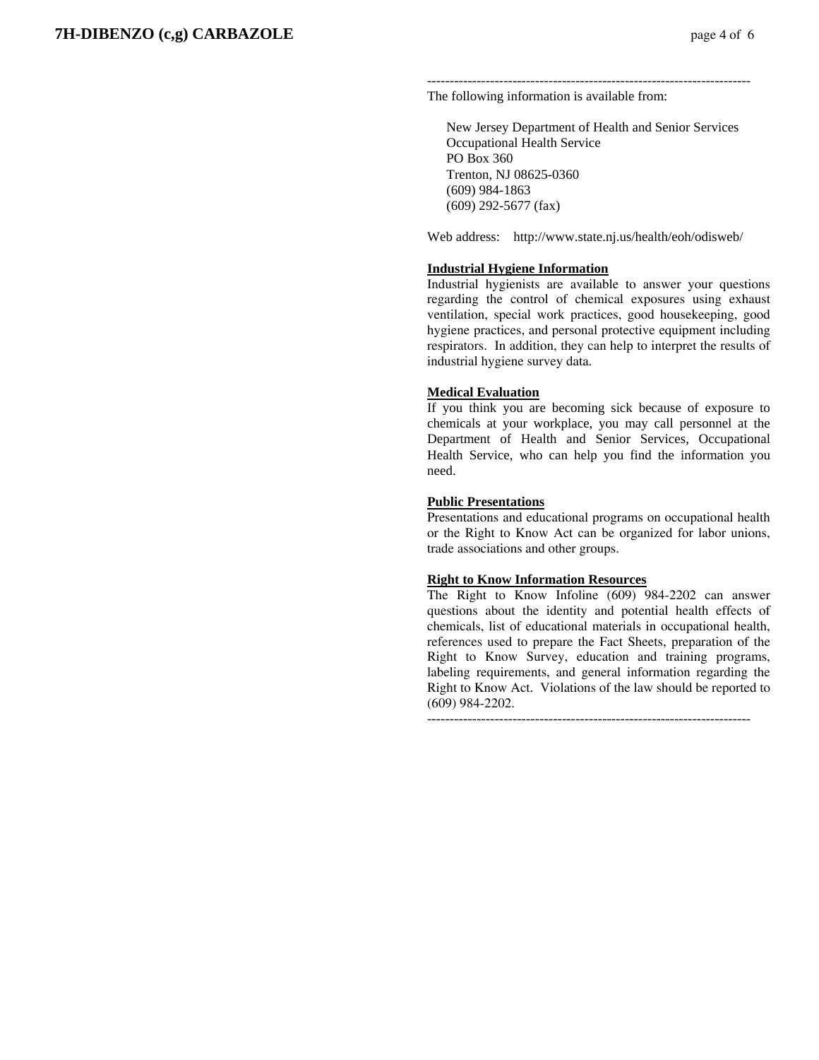---

The following information is available from:

New Jersey Department of Health and Senior Services
Occupational Health Service
PO Box 360
Trenton, NJ 08625-0360
(609) 984-1863
(609) 292-5677 (fax)

Web address: http://www.state.nj.us/health/eoh/odisweb/

**Industrial Hygiene Information**

Industrial hygienists are available to answer your questions regarding the control of chemical exposures using exhaust ventilation, special work practices, good housekeeping, good hygiene practices, and personal protective equipment including respirators. In addition, they can help to interpret the results of industrial hygiene survey data.

**Medical Evaluation**

If you think you are becoming sick because of exposure to chemicals at your workplace, you may call personnel at the Department of Health and Senior Services, Occupational Health Service, who can help you find the information you need.

**Public Presentations**

Presentations and educational programs on occupational health or the Right to Know Act can be organized for labor unions, trade associations and other groups.

**Right to Know Information Resources**

The Right to Know Infoline (609) 984-2202 can answer questions about the identity and potential health effects of chemicals, list of educational materials in occupational health, references used to prepare the Fact Sheets, preparation of the Right to Know Survey, education and training programs, labeling requirements, and general information regarding the Right to Know Act. Violations of the law should be reported to (609) 984-2202.

---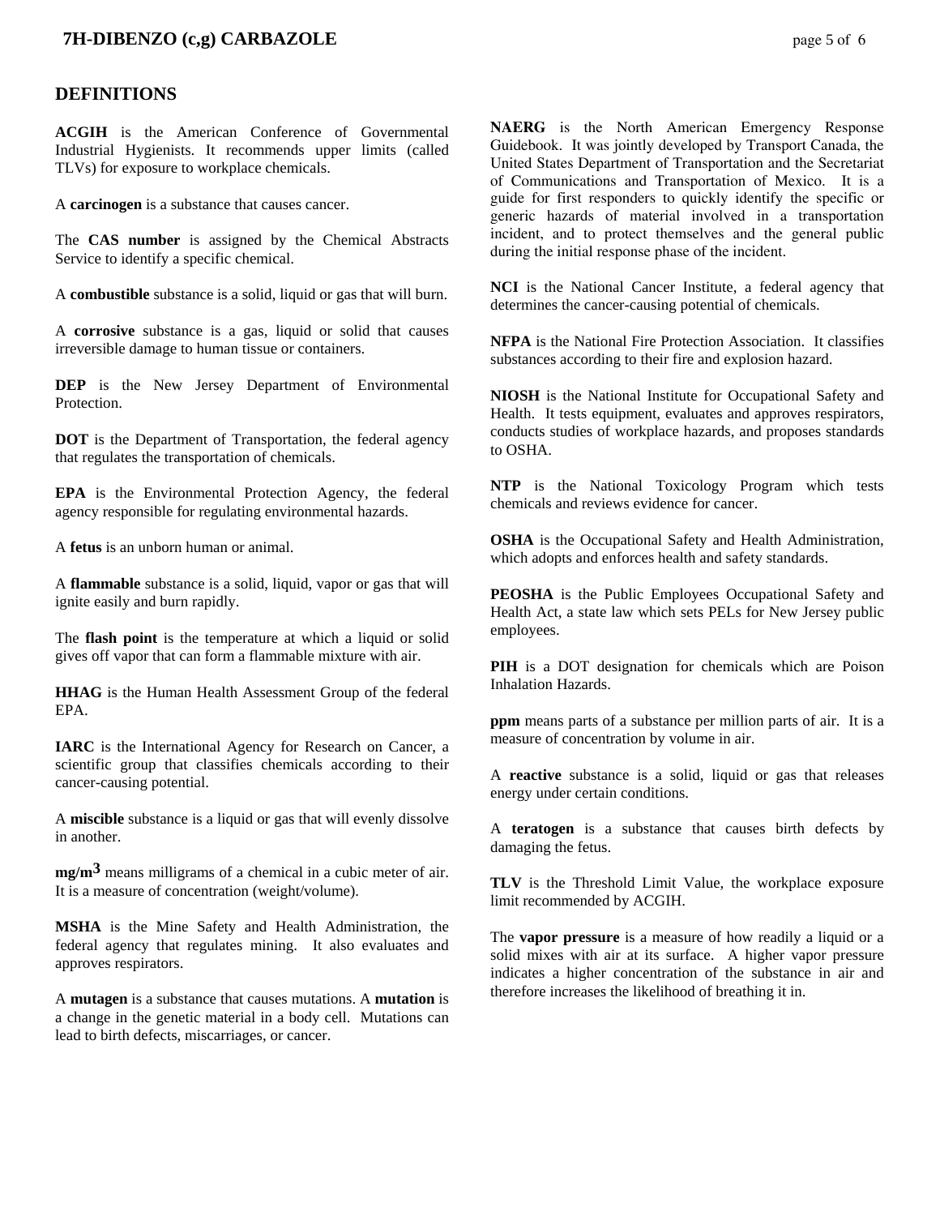## DEFINITIONS

**ACGIH** is the American Conference of Governmental Industrial Hygienists. It recommends upper limits (called TLVs) for exposure to workplace chemicals.

A **carcinogen** is a substance that causes cancer.

The **CAS number** is assigned by the Chemical Abstracts Service to identify a specific chemical.

A **combustible** substance is a solid, liquid or gas that will burn.

A **corrosive** substance is a gas, liquid or solid that causes irreversible damage to human tissue or containers.

**DEP** is the New Jersey Department of Environmental Protection.

**DOT** is the Department of Transportation, the federal agency that regulates the transportation of chemicals.

**EPA** is the Environmental Protection Agency, the federal agency responsible for regulating environmental hazards.

A **fetus** is an unborn human or animal.

A **flammable** substance is a solid, liquid, vapor or gas that will ignite easily and burn rapidly.

The **flash point** is the temperature at which a liquid or solid gives off vapor that can form a flammable mixture with air.

**HHAG** is the Human Health Assessment Group of the federal EPA.

**IARC** is the International Agency for Research on Cancer, a scientific group that classifies chemicals according to their cancer-causing potential.

A **miscible** substance is a liquid or gas that will evenly dissolve in another.

**mg/m$^3$** means milligrams of a chemical in a cubic meter of air. It is a measure of concentration (weight/volume).

**MSHA** is the Mine Safety and Health Administration, the federal agency that regulates mining. It also evaluates and approves respirators.

A **mutagen** is a substance that causes mutations. A **mutation** is a change in the genetic material in a body cell. Mutations can lead to birth defects, miscarriages, or cancer.

**NAERG** is the North American Emergency Response Guidebook. It was jointly developed by Transport Canada, the United States Department of Transportation and the Secretariat of Communications and Transportation of Mexico. It is a guide for first responders to quickly identify the specific or generic hazards of material involved in a transportation incident, and to protect themselves and the general public during the initial response phase of the incident.

**NCI** is the National Cancer Institute, a federal agency that determines the cancer-causing potential of chemicals.

**NFPA** is the National Fire Protection Association. It classifies substances according to their fire and explosion hazard.

**NIOSH** is the National Institute for Occupational Safety and Health. It tests equipment, evaluates and approves respirators, conducts studies of workplace hazards, and proposes standards to OSHA.

**NTP** is the National Toxicology Program which tests chemicals and reviews evidence for cancer.

**OSHA** is the Occupational Safety and Health Administration, which adopts and enforces health and safety standards.

**PEOSHA** is the Public Employees Occupational Safety and Health Act, a state law which sets PELs for New Jersey public employees.

**PIH** is a DOT designation for chemicals which are Poison Inhalation Hazards.

**ppm** means parts of a substance per million parts of air. It is a measure of concentration by volume in air.

A **reactive** substance is a solid, liquid or gas that releases energy under certain conditions.

A **teratogen** is a substance that causes birth defects by damaging the fetus.

**TLV** is the Threshold Limit Value, the workplace exposure limit recommended by ACGIH.

The **vapor pressure** is a measure of how readily a liquid or a solid mixes with air at its surface. A higher vapor pressure indicates a higher concentration of the substance in air and therefore increases the likelihood of breathing it in.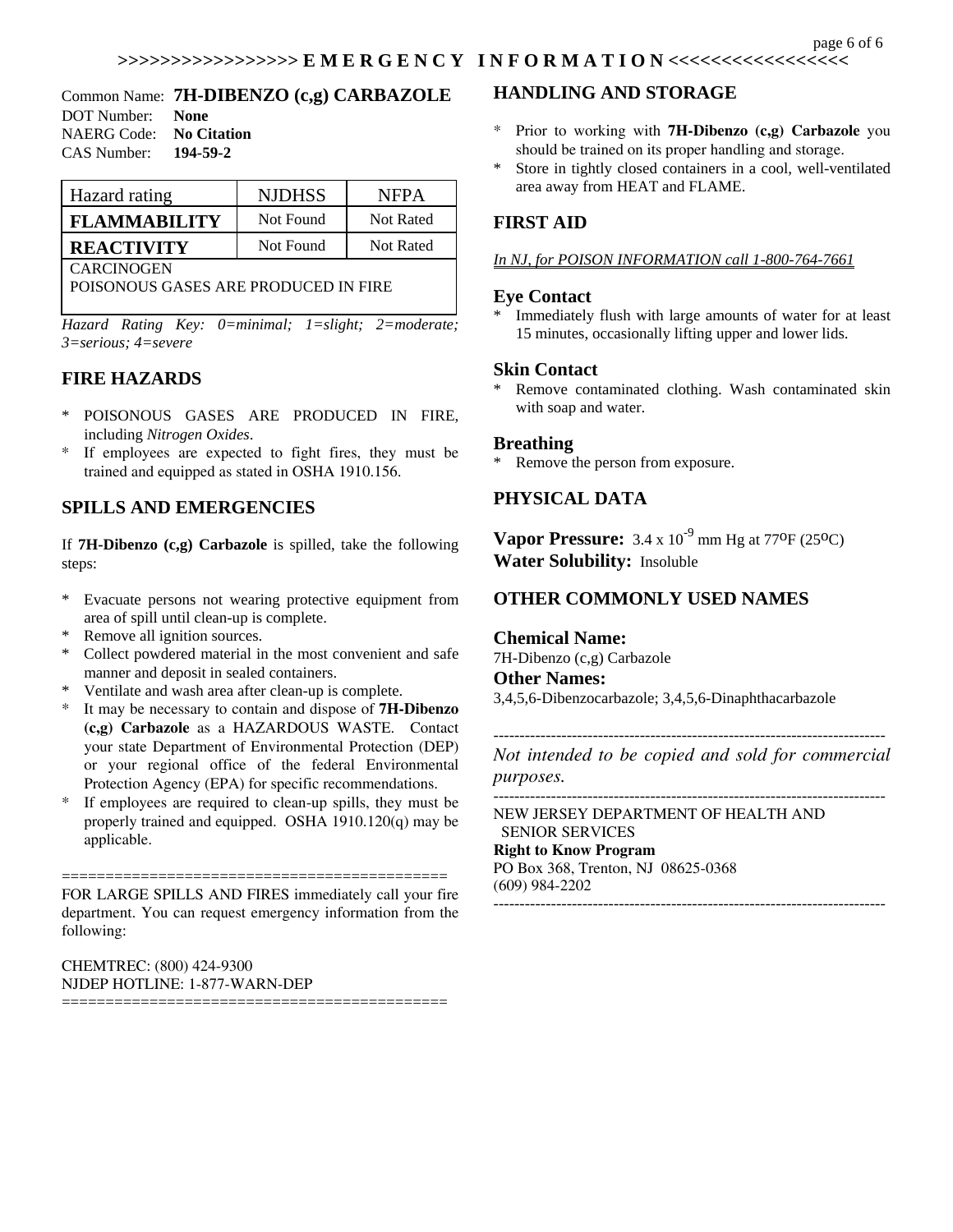>>>>>>>>>>>>>>>>> **E M E R G E N C Y   I N F O R M A T I O N** <<<<<<<<<<<<<<<<<

Common Name: **7H-DIBENZO (c,g) CARBAZOLE**
DOT Number: **None**
NAERG Code: **No Citation**
CAS Number: **194-59-2**

| Hazard rating | NJDHSS | NFPA |
|---|---|---|
| **FLAMMABILITY** | Not Found | Not Rated |
| **REACTIVITY** | Not Found | Not Rated |
| CARCINOGEN<br>POISONOUS GASES ARE PRODUCED IN FIRE | | |

*Hazard Rating Key: 0=minimal; 1=slight; 2=moderate; 3=serious; 4=severe*

## FIRE HAZARDS

* POISONOUS GASES ARE PRODUCED IN FIRE, including *Nitrogen Oxides*.
* If employees are expected to fight fires, they must be trained and equipped as stated in OSHA 1910.156.

## SPILLS AND EMERGENCIES

If **7H-Dibenzo (c,g) Carbazole** is spilled, take the following steps:

* Evacuate persons not wearing protective equipment from area of spill until clean-up is complete.
* Remove all ignition sources.
* Collect powdered material in the most convenient and safe manner and deposit in sealed containers.
* Ventilate and wash area after clean-up is complete.
* It may be necessary to contain and dispose of **7H-Dibenzo (c,g) Carbazole** as a HAZARDOUS WASTE. Contact your state Department of Environmental Protection (DEP) or your regional office of the federal Environmental Protection Agency (EPA) for specific recommendations.
* If employees are required to clean-up spills, they must be properly trained and equipped. OSHA 1910.120(q) may be applicable.

===========================================

FOR LARGE SPILLS AND FIRES immediately call your fire department. You can request emergency information from the following:

CHEMTREC: (800) 424-9300
NJDEP HOTLINE: 1-877-WARN-DEP

===========================================

## HANDLING AND STORAGE

* Prior to working with **7H-Dibenzo (c,g) Carbazole** you should be trained on its proper handling and storage.
* Store in tightly closed containers in a cool, well-ventilated area away from HEAT and FLAME.

## FIRST AID

*In NJ, for POISON INFORMATION call 1-800-764-7661*

### Eye Contact

* Immediately flush with large amounts of water for at least 15 minutes, occasionally lifting upper and lower lids.

### Skin Contact

* Remove contaminated clothing. Wash contaminated skin with soap and water.

### Breathing

* Remove the person from exposure.

## PHYSICAL DATA

**Vapor Pressure:** $3.4 \times 10^{-9}$ mm Hg at 77°F (25°C)
**Water Solubility:** Insoluble

## OTHER COMMONLY USED NAMES

**Chemical Name:**
7H-Dibenzo (c,g) Carbazole

**Other Names:**
3,4,5,6-Dibenzocarbazole; 3,4,5,6-Dinaphthacarbazole

---

*Not intended to be copied and sold for commercial purposes.*

---

NEW JERSEY DEPARTMENT OF HEALTH AND SENIOR SERVICES
**Right to Know Program**
PO Box 368, Trenton, NJ 08625-0368
(609) 984-2202

---